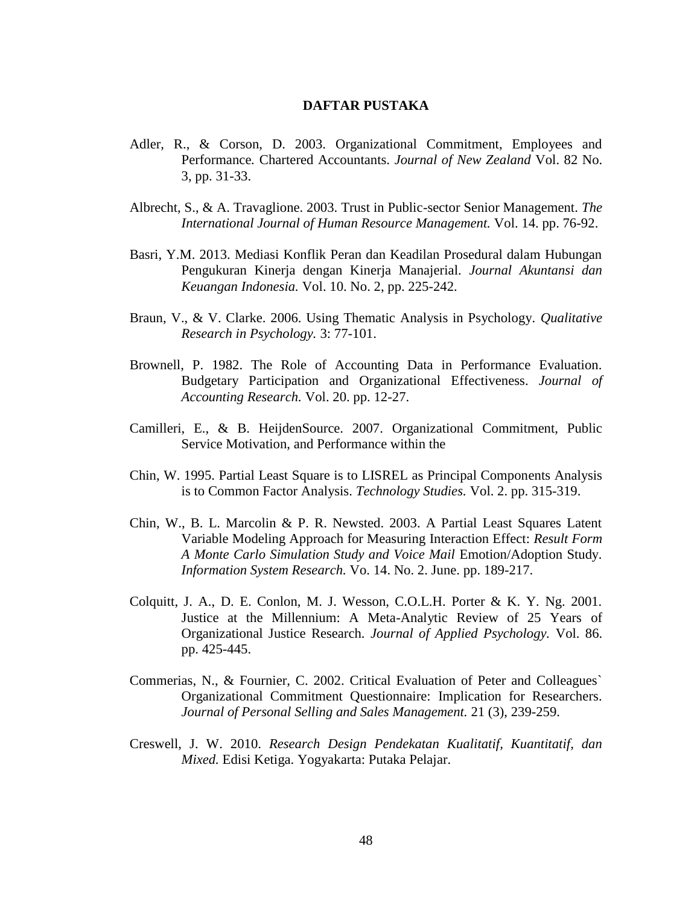# DAFTAR PUSTAKA

Adler, R., & Corson, D. 2003. Organizational Commitment, Employees and Performance. Chartered Accountants. *Journal of New Zealand* Vol. 82 No. 3, pp. 31-33.

Albrecht, S., & A. Travaglione. 2003. Trust in Public-sector Senior Management. *The International Journal of Human Resource Management.* Vol. 14. pp. 76-92.

Basri, Y.M. 2013. Mediasi Konflik Peran dan Keadilan Prosedural dalam Hubungan Pengukuran Kinerja dengan Kinerja Manajerial. *Journal Akuntansi dan Keuangan Indonesia.* Vol. 10. No. 2, pp. 225-242.

Braun, V., & V. Clarke. 2006. Using Thematic Analysis in Psychology. *Qualitative Research in Psychology.* 3: 77-101.

Brownell, P. 1982. The Role of Accounting Data in Performance Evaluation. Budgetary Participation and Organizational Effectiveness. *Journal of Accounting Research.* Vol. 20. pp. 12-27.

Camilleri, E., & B. HeijdenSource. 2007. Organizational Commitment, Public Service Motivation, and Performance within the

Chin, W. 1995. Partial Least Square is to LISREL as Principal Components Analysis is to Common Factor Analysis. *Technology Studies.* Vol. 2. pp. 315-319.

Chin, W., B. L. Marcolin & P. R. Newsted. 2003. A Partial Least Squares Latent Variable Modeling Approach for Measuring Interaction Effect: *Result Form A Monte Carlo Simulation Study and Voice Mail* Emotion/Adoption Study. *Information System Research.* Vo. 14. No. 2. June. pp. 189-217.

Colquitt, J. A., D. E. Conlon, M. J. Wesson, C.O.L.H. Porter & K. Y. Ng. 2001. Justice at the Millennium: A Meta-Analytic Review of 25 Years of Organizational Justice Research. *Journal of Applied Psychology.* Vol. 86. pp. 425-445.

Commerias, N., & Fournier, C. 2002. Critical Evaluation of Peter and Colleagues` Organizational Commitment Questionnaire: Implication for Researchers. *Journal of Personal Selling and Sales Management.* 21 (3), 239-259.

Creswell, J. W. 2010. *Research Design Pendekatan Kualitatif, Kuantitatif, dan Mixed.* Edisi Ketiga. Yogyakarta: Putaka Pelajar.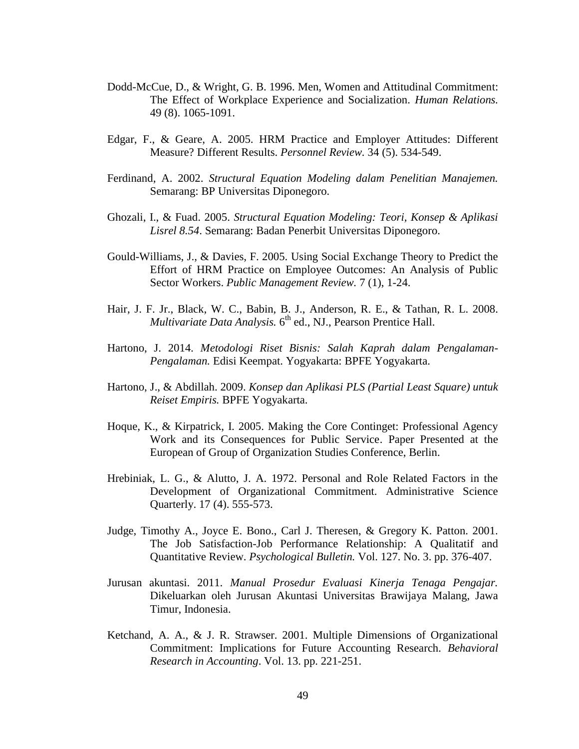Dodd-McCue, D., & Wright, G. B. 1996. Men, Women and Attitudinal Commitment: The Effect of Workplace Experience and Socialization. *Human Relations.* 49 (8). 1065-1091.

Edgar, F., & Geare, A. 2005. HRM Practice and Employer Attitudes: Different Measure? Different Results. *Personnel Review.* 34 (5). 534-549.

Ferdinand, A. 2002. *Structural Equation Modeling dalam Penelitian Manajemen.* Semarang: BP Universitas Diponegoro.

Ghozali, I., & Fuad. 2005. *Structural Equation Modeling: Teori, Konsep & Aplikasi Lisrel 8.54*. Semarang: Badan Penerbit Universitas Diponegoro.

Gould-Williams, J., & Davies, F. 2005. Using Social Exchange Theory to Predict the Effort of HRM Practice on Employee Outcomes: An Analysis of Public Sector Workers. *Public Management Review.* 7 (1), 1-24.

Hair, J. F. Jr., Black, W. C., Babin, B. J., Anderson, R. E., & Tathan, R. L. 2008. *Multivariate Data Analysis.* 6th ed., NJ., Pearson Prentice Hall.

Hartono, J. 2014. *Metodologi Riset Bisnis: Salah Kaprah dalam Pengalaman-Pengalaman.* Edisi Keempat. Yogyakarta: BPFE Yogyakarta.

Hartono, J., & Abdillah. 2009. *Konsep dan Aplikasi PLS (Partial Least Square) untuk Reiset Empiris.* BPFE Yogyakarta.

Hoque, K., & Kirpatrick, I. 2005. Making the Core Continget: Professional Agency Work and its Consequences for Public Service. Paper Presented at the European of Group of Organization Studies Conference, Berlin.

Hrebiniak, L. G., & Alutto, J. A. 1972. Personal and Role Related Factors in the Development of Organizational Commitment. Administrative Science Quarterly. 17 (4). 555-573.

Judge, Timothy A., Joyce E. Bono., Carl J. Theresen, & Gregory K. Patton. 2001. The Job Satisfaction-Job Performance Relationship: A Qualitatif and Quantitative Review. *Psychological Bulletin.* Vol. 127. No. 3. pp. 376-407.

Jurusan akuntasi. 2011. *Manual Prosedur Evaluasi Kinerja Tenaga Pengajar.* Dikeluarkan oleh Jurusan Akuntasi Universitas Brawijaya Malang, Jawa Timur, Indonesia.

Ketchand, A. A., & J. R. Strawser. 2001. Multiple Dimensions of Organizational Commitment: Implications for Future Accounting Research. *Behavioral Research in Accounting*. Vol. 13. pp. 221-251.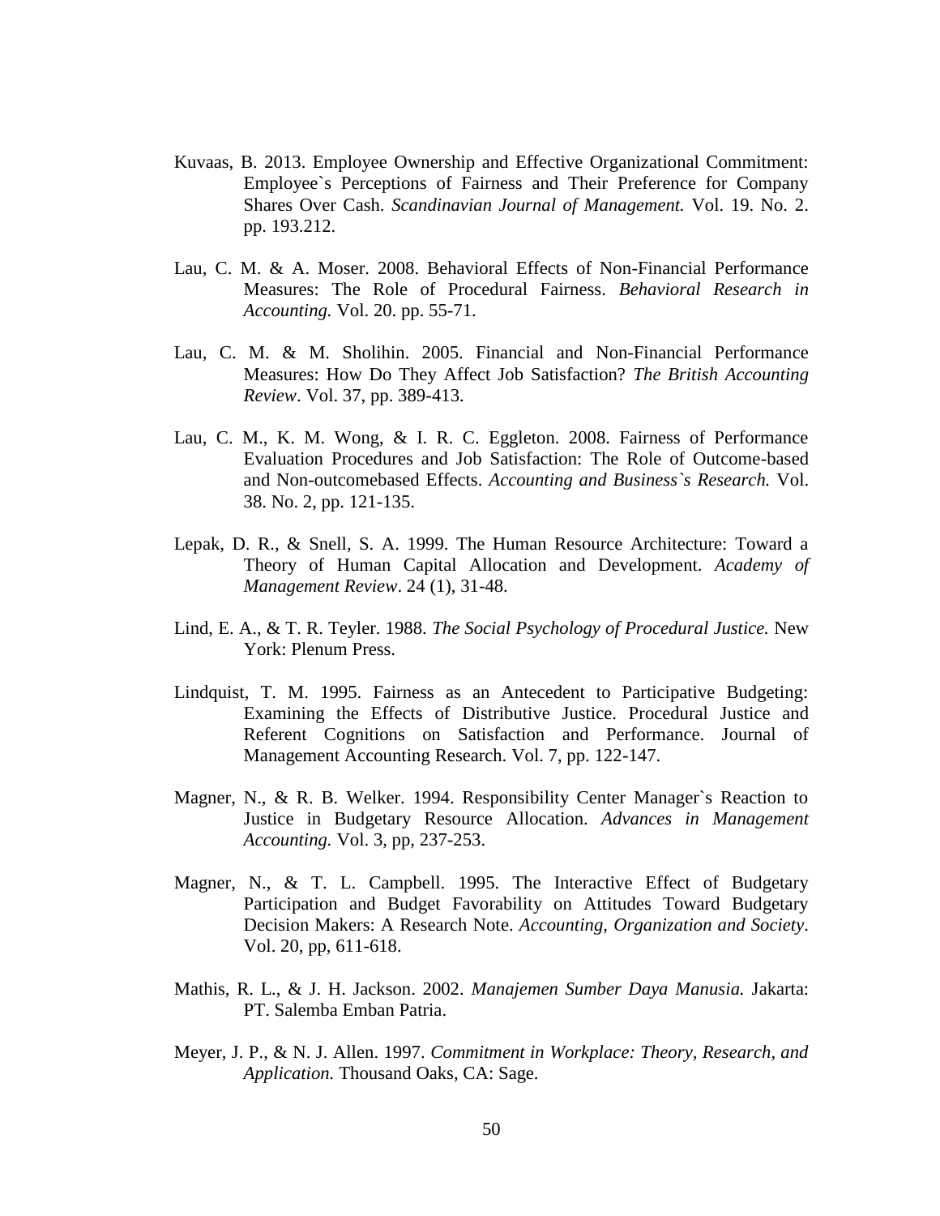Kuvaas, B. 2013. Employee Ownership and Effective Organizational Commitment: Employee`s Perceptions of Fairness and Their Preference for Company Shares Over Cash. *Scandinavian Journal of Management.* Vol. 19. No. 2. pp. 193.212.

Lau, C. M. & A. Moser. 2008. Behavioral Effects of Non-Financial Performance Measures: The Role of Procedural Fairness. *Behavioral Research in Accounting.* Vol. 20. pp. 55-71.

Lau, C. M. & M. Sholihin. 2005. Financial and Non-Financial Performance Measures: How Do They Affect Job Satisfaction? *The British Accounting Review*. Vol. 37, pp. 389-413.

Lau, C. M., K. M. Wong, & I. R. C. Eggleton. 2008. Fairness of Performance Evaluation Procedures and Job Satisfaction: The Role of Outcome-based and Non-outcomebased Effects. *Accounting and Business`s Research.* Vol. 38. No. 2, pp. 121-135.

Lepak, D. R., & Snell, S. A. 1999. The Human Resource Architecture: Toward a Theory of Human Capital Allocation and Development. *Academy of Management Review*. 24 (1), 31-48.

Lind, E. A., & T. R. Teyler. 1988. *The Social Psychology of Procedural Justice.* New York: Plenum Press.

Lindquist, T. M. 1995. Fairness as an Antecedent to Participative Budgeting: Examining the Effects of Distributive Justice. Procedural Justice and Referent Cognitions on Satisfaction and Performance. Journal of Management Accounting Research. Vol. 7, pp. 122-147.

Magner, N., & R. B. Welker. 1994. Responsibility Center Manager`s Reaction to Justice in Budgetary Resource Allocation. *Advances in Management Accounting.* Vol. 3, pp, 237-253.

Magner, N., & T. L. Campbell. 1995. The Interactive Effect of Budgetary Participation and Budget Favorability on Attitudes Toward Budgetary Decision Makers: A Research Note. *Accounting, Organization and Society*. Vol. 20, pp, 611-618.

Mathis, R. L., & J. H. Jackson. 2002. *Manajemen Sumber Daya Manusia.* Jakarta: PT. Salemba Emban Patria.

Meyer, J. P., & N. J. Allen. 1997. *Commitment in Workplace: Theory, Research, and Application.* Thousand Oaks, CA: Sage.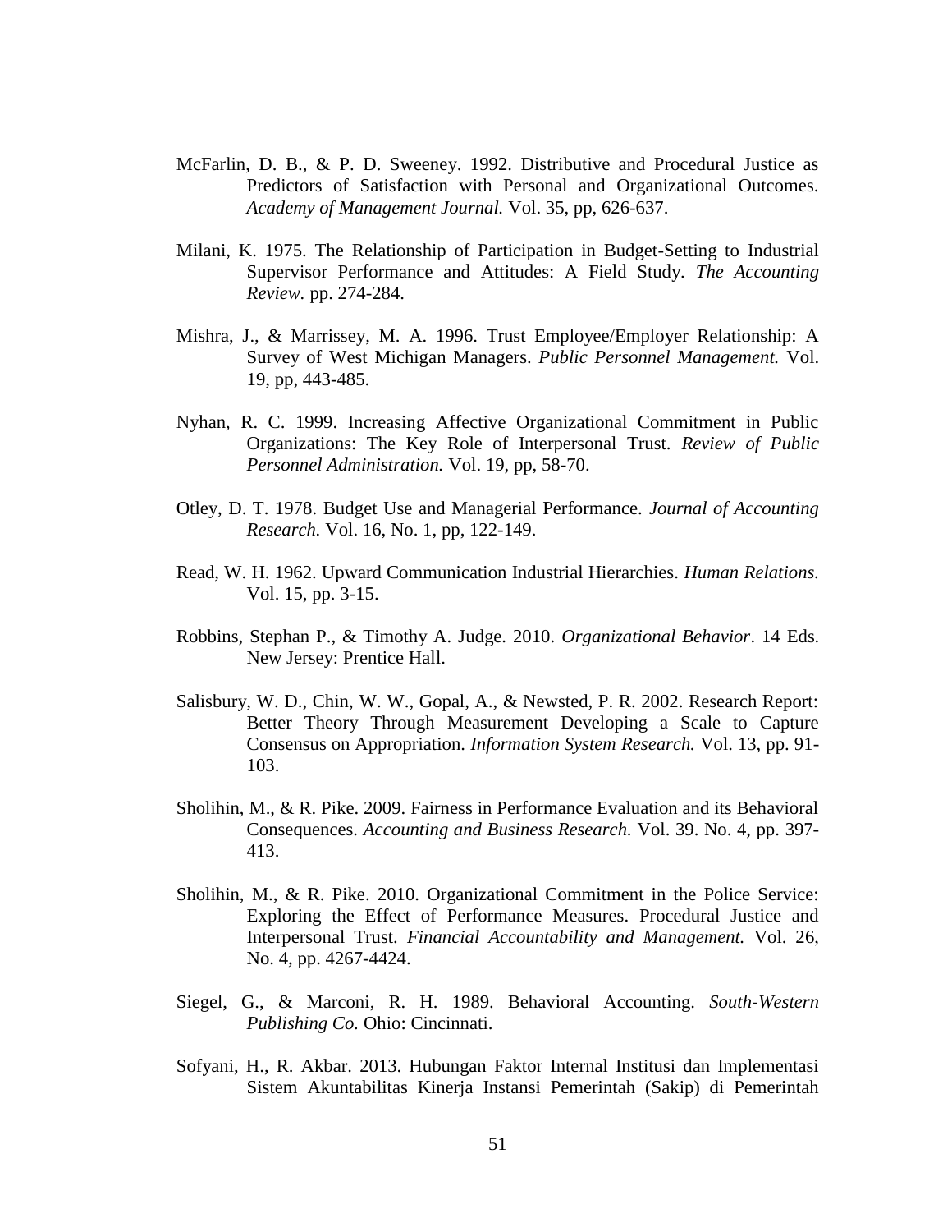McFarlin, D. B., & P. D. Sweeney. 1992. Distributive and Procedural Justice as Predictors of Satisfaction with Personal and Organizational Outcomes. *Academy of Management Journal.* Vol. 35, pp, 626-637.

Milani, K. 1975. The Relationship of Participation in Budget-Setting to Industrial Supervisor Performance and Attitudes: A Field Study. *The Accounting Review.* pp. 274-284.

Mishra, J., & Marrissey, M. A. 1996. Trust Employee/Employer Relationship: A Survey of West Michigan Managers. *Public Personnel Management.* Vol. 19, pp, 443-485.

Nyhan, R. C. 1999. Increasing Affective Organizational Commitment in Public Organizations: The Key Role of Interpersonal Trust. *Review of Public Personnel Administration.* Vol. 19, pp, 58-70.

Otley, D. T. 1978. Budget Use and Managerial Performance. *Journal of Accounting Research.* Vol. 16, No. 1, pp, 122-149.

Read, W. H. 1962. Upward Communication Industrial Hierarchies. *Human Relations.* Vol. 15, pp. 3-15.

Robbins, Stephan P., & Timothy A. Judge. 2010. *Organizational Behavior*. 14 Eds. New Jersey: Prentice Hall.

Salisbury, W. D., Chin, W. W., Gopal, A., & Newsted, P. R. 2002. Research Report: Better Theory Through Measurement Developing a Scale to Capture Consensus on Appropriation. *Information System Research.* Vol. 13, pp. 91-103.

Sholihin, M., & R. Pike. 2009. Fairness in Performance Evaluation and its Behavioral Consequences. *Accounting and Business Research.* Vol. 39. No. 4, pp. 397-413.

Sholihin, M., & R. Pike. 2010. Organizational Commitment in the Police Service: Exploring the Effect of Performance Measures. Procedural Justice and Interpersonal Trust. *Financial Accountability and Management.* Vol. 26, No. 4, pp. 4267-4424.

Siegel, G., & Marconi, R. H. 1989. Behavioral Accounting. *South-Western Publishing Co.* Ohio: Cincinnati.

Sofyani, H., R. Akbar. 2013. Hubungan Faktor Internal Institusi dan Implementasi Sistem Akuntabilitas Kinerja Instansi Pemerintah (Sakip) di Pemerintah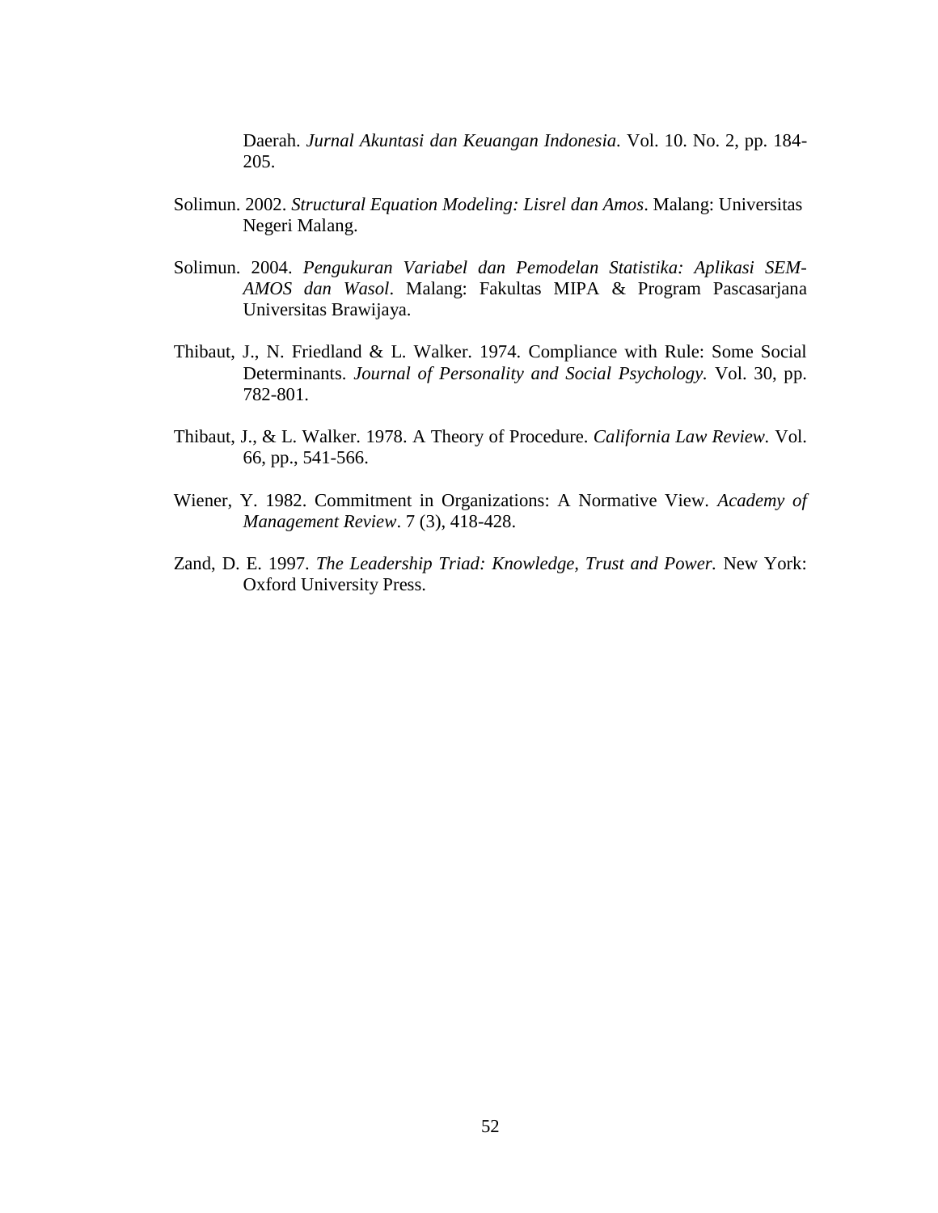Daerah. *Jurnal Akuntasi dan Keuangan Indonesia*. Vol. 10. No. 2, pp. 184-205.

Solimun. 2002. *Structural Equation Modeling: Lisrel dan Amos*. Malang: Universitas Negeri Malang.

Solimun. 2004. *Pengukuran Variabel dan Pemodelan Statistika: Aplikasi SEM-AMOS dan Wasol*. Malang: Fakultas MIPA & Program Pascasarjana Universitas Brawijaya.

Thibaut, J., N. Friedland & L. Walker. 1974. Compliance with Rule: Some Social Determinants. *Journal of Personality and Social Psychology.* Vol. 30, pp. 782-801.

Thibaut, J., & L. Walker. 1978. A Theory of Procedure. *California Law Review.* Vol. 66, pp., 541-566.

Wiener, Y. 1982. Commitment in Organizations: A Normative View. *Academy of Management Review*. 7 (3), 418-428.

Zand, D. E. 1997. *The Leadership Triad: Knowledge, Trust and Power.* New York: Oxford University Press.